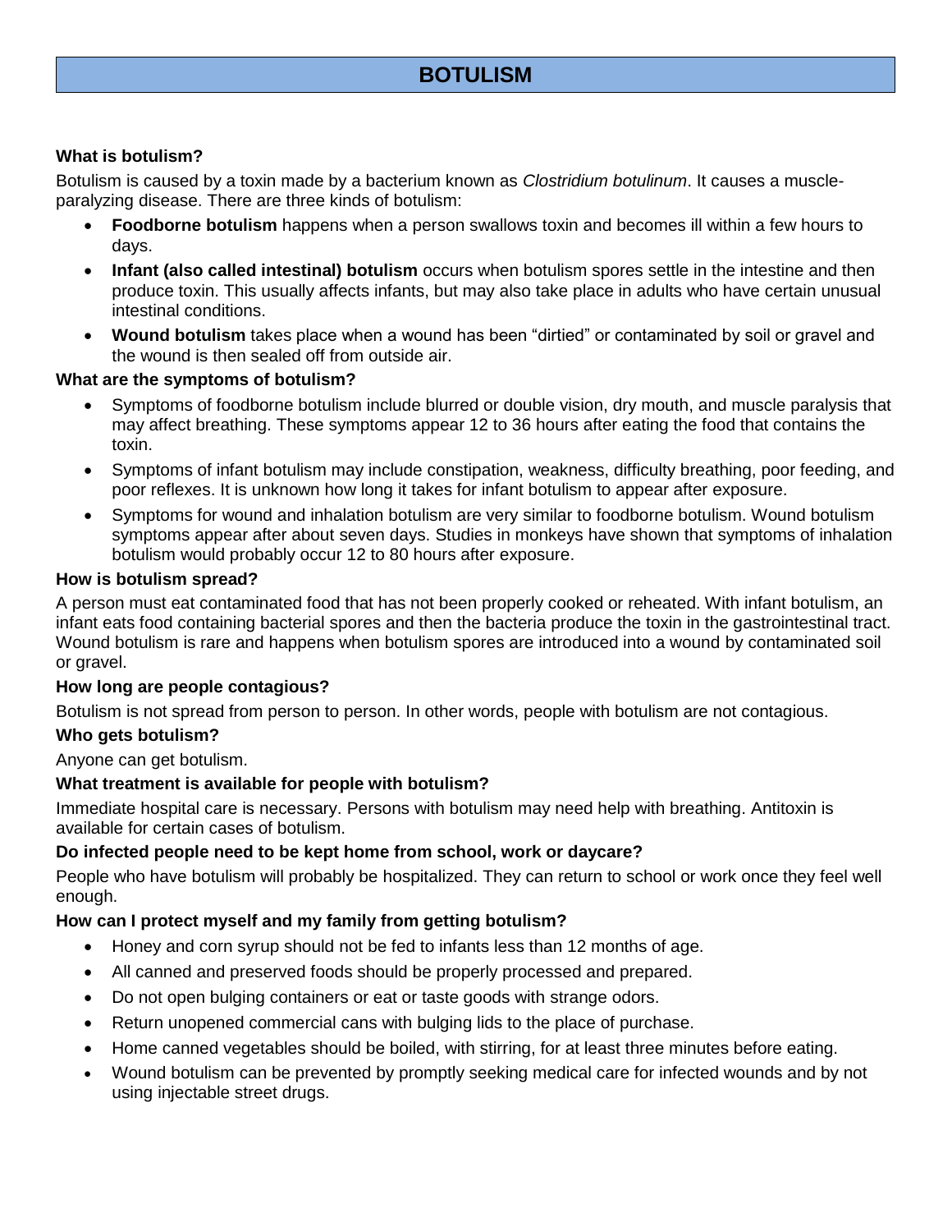# BOTULISM

### What is botulism?

Botulism is caused by a toxin made by a bacterium known as *Clostridium botulinum*. It causes a muscle-paralyzing disease. There are three kinds of botulism:

- **Foodborne botulism** happens when a person swallows toxin and becomes ill within a few hours to days.
- **Infant (also called intestinal) botulism** occurs when botulism spores settle in the intestine and then produce toxin. This usually affects infants, but may also take place in adults who have certain unusual intestinal conditions.
- **Wound botulism** takes place when a wound has been "dirtied" or contaminated by soil or gravel and the wound is then sealed off from outside air.

### What are the symptoms of botulism?

- Symptoms of foodborne botulism include blurred or double vision, dry mouth, and muscle paralysis that may affect breathing. These symptoms appear 12 to 36 hours after eating the food that contains the toxin.
- Symptoms of infant botulism may include constipation, weakness, difficulty breathing, poor feeding, and poor reflexes. It is unknown how long it takes for infant botulism to appear after exposure.
- Symptoms for wound and inhalation botulism are very similar to foodborne botulism. Wound botulism symptoms appear after about seven days. Studies in monkeys have shown that symptoms of inhalation botulism would probably occur 12 to 80 hours after exposure.

### How is botulism spread?

A person must eat contaminated food that has not been properly cooked or reheated. With infant botulism, an infant eats food containing bacterial spores and then the bacteria produce the toxin in the gastrointestinal tract. Wound botulism is rare and happens when botulism spores are introduced into a wound by contaminated soil or gravel.

### How long are people contagious?

Botulism is not spread from person to person. In other words, people with botulism are not contagious.

### Who gets botulism?

Anyone can get botulism.

### What treatment is available for people with botulism?

Immediate hospital care is necessary. Persons with botulism may need help with breathing. Antitoxin is available for certain cases of botulism.

### Do infected people need to be kept home from school, work or daycare?

People who have botulism will probably be hospitalized. They can return to school or work once they feel well enough.

### How can I protect myself and my family from getting botulism?

- Honey and corn syrup should not be fed to infants less than 12 months of age.
- All canned and preserved foods should be properly processed and prepared.
- Do not open bulging containers or eat or taste goods with strange odors.
- Return unopened commercial cans with bulging lids to the place of purchase.
- Home canned vegetables should be boiled, with stirring, for at least three minutes before eating.
- Wound botulism can be prevented by promptly seeking medical care for infected wounds and by not using injectable street drugs.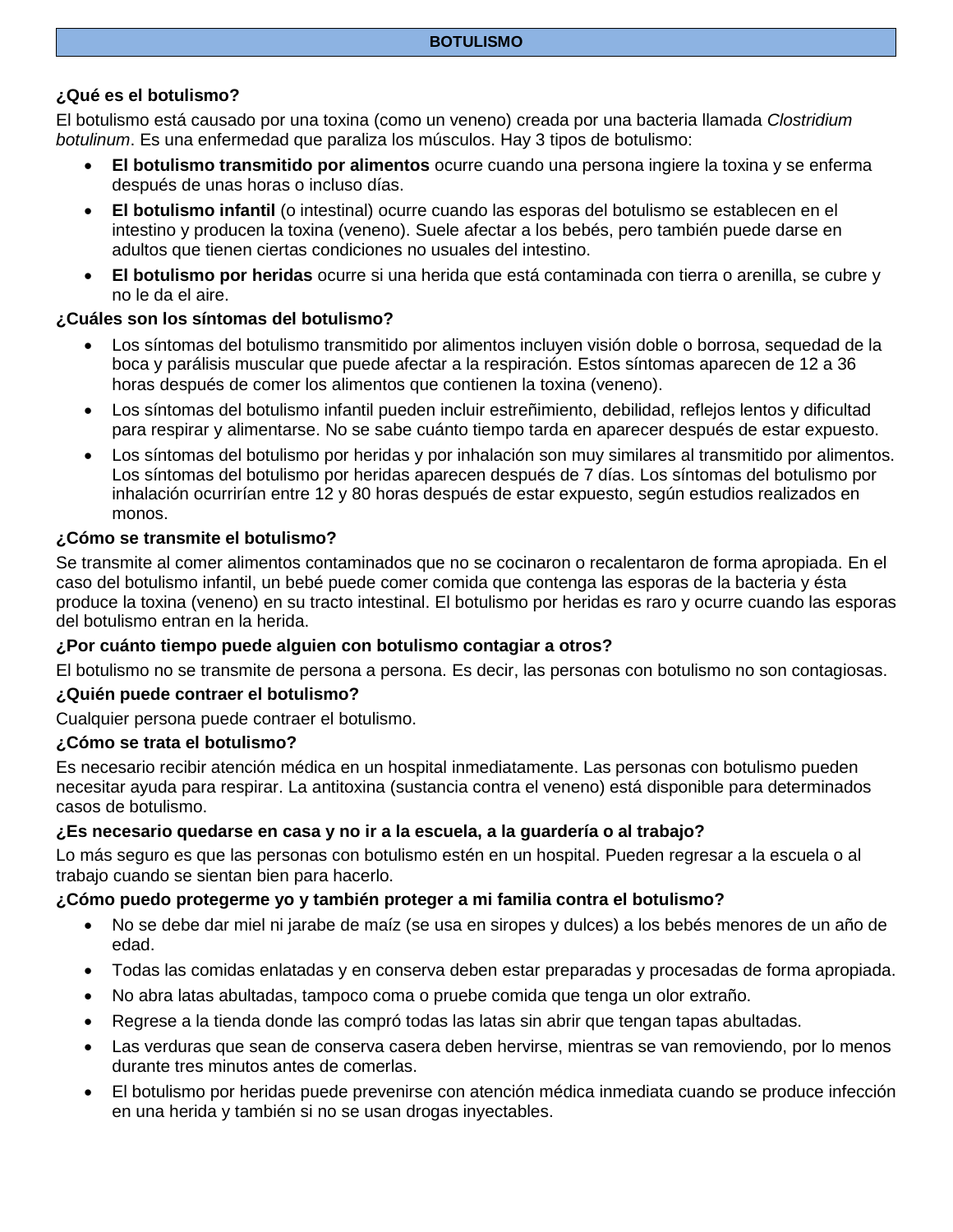# BOTULISMO

### ¿Qué es el botulismo?

El botulismo está causado por una toxina (como un veneno) creada por una bacteria llamada *Clostridium botulinum*. Es una enfermedad que paraliza los músculos. Hay 3 tipos de botulismo:

- **El botulismo transmitido por alimentos** ocurre cuando una persona ingiere la toxina y se enferma después de unas horas o incluso días.
- **El botulismo infantil** (o intestinal) ocurre cuando las esporas del botulismo se establecen en el intestino y producen la toxina (veneno). Suele afectar a los bebés, pero también puede darse en adultos que tienen ciertas condiciones no usuales del intestino.
- **El botulismo por heridas** ocurre si una herida que está contaminada con tierra o arenilla, se cubre y no le da el aire.

### ¿Cuáles son los síntomas del botulismo?

- Los síntomas del botulismo transmitido por alimentos incluyen visión doble o borrosa, sequedad de la boca y parálisis muscular que puede afectar a la respiración. Estos síntomas aparecen de 12 a 36 horas después de comer los alimentos que contienen la toxina (veneno).
- Los síntomas del botulismo infantil pueden incluir estreñimiento, debilidad, reflejos lentos y dificultad para respirar y alimentarse. No se sabe cuánto tiempo tarda en aparecer después de estar expuesto.
- Los síntomas del botulismo por heridas y por inhalación son muy similares al transmitido por alimentos. Los síntomas del botulismo por heridas aparecen después de 7 días. Los síntomas del botulismo por inhalación ocurrirían entre 12 y 80 horas después de estar expuesto, según estudios realizados en monos.

### ¿Cómo se transmite el botulismo?

Se transmite al comer alimentos contaminados que no se cocinaron o recalentaron de forma apropiada. En el caso del botulismo infantil, un bebé puede comer comida que contenga las esporas de la bacteria y ésta produce la toxina (veneno) en su tracto intestinal. El botulismo por heridas es raro y ocurre cuando las esporas del botulismo entran en la herida.

### ¿Por cuánto tiempo puede alguien con botulismo contagiar a otros?

El botulismo no se transmite de persona a persona. Es decir, las personas con botulismo no son contagiosas.

### ¿Quién puede contraer el botulismo?

Cualquier persona puede contraer el botulismo.

### ¿Cómo se trata el botulismo?

Es necesario recibir atención médica en un hospital inmediatamente. Las personas con botulismo pueden necesitar ayuda para respirar. La antitoxina (sustancia contra el veneno) está disponible para determinados casos de botulismo.

### ¿Es necesario quedarse en casa y no ir a la escuela, a la guardería o al trabajo?

Lo más seguro es que las personas con botulismo estén en un hospital. Pueden regresar a la escuela o al trabajo cuando se sientan bien para hacerlo.

### ¿Cómo puedo protegerme yo y también proteger a mi familia contra el botulismo?

- No se debe dar miel ni jarabe de maíz (se usa en siropes y dulces) a los bebés menores de un año de edad.
- Todas las comidas enlatadas y en conserva deben estar preparadas y procesadas de forma apropiada.
- No abra latas abultadas, tampoco coma o pruebe comida que tenga un olor extraño.
- Regrese a la tienda donde las compró todas las latas sin abrir que tengan tapas abultadas.
- Las verduras que sean de conserva casera deben hervirse, mientras se van removiendo, por lo menos durante tres minutos antes de comerlas.
- El botulismo por heridas puede prevenirse con atención médica inmediata cuando se produce infección en una herida y también si no se usan drogas inyectables.